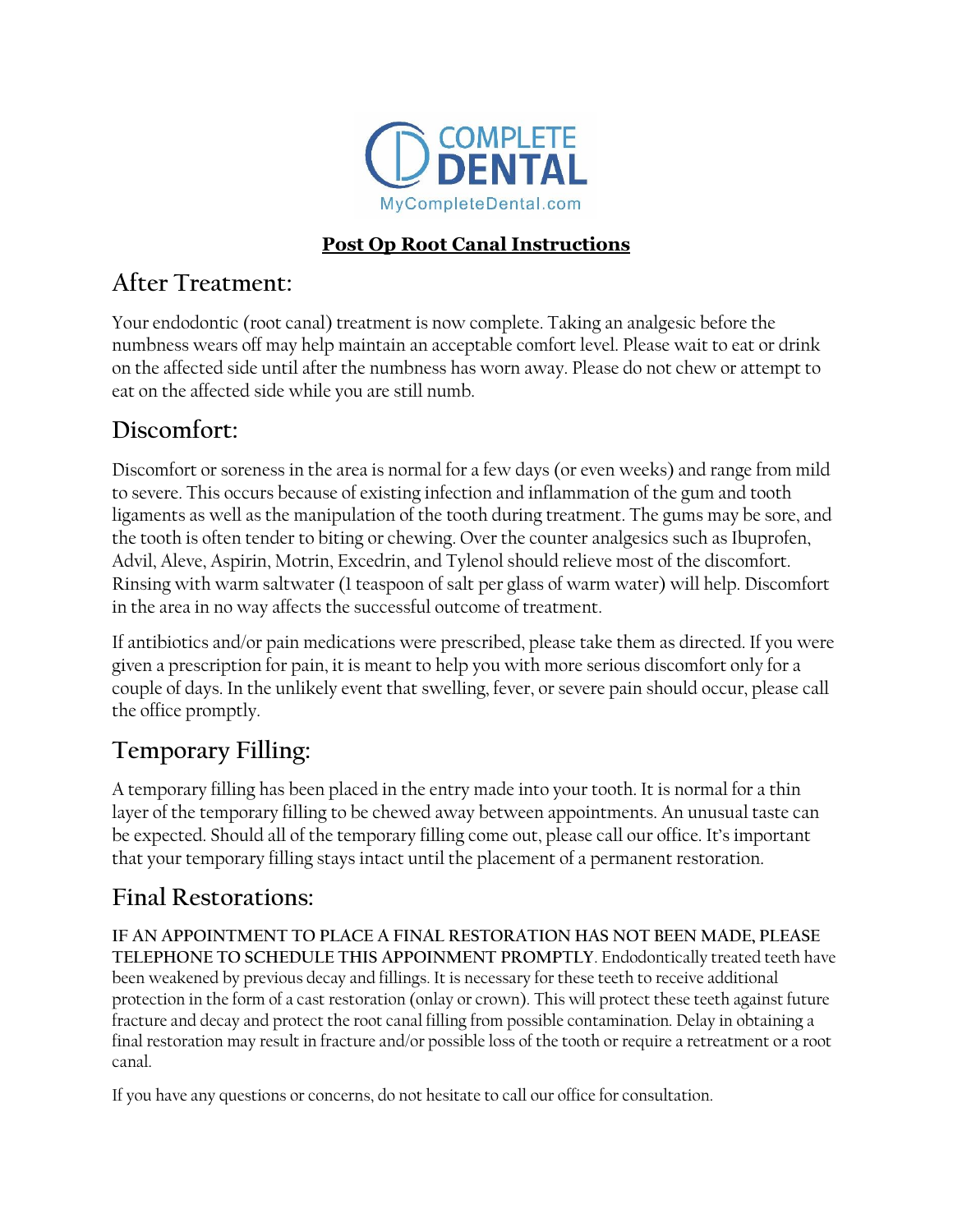COMPLETE DENTAL

MyCompleteDental.com

# Post Op Root Canal Instructions

## After Treatment:

Your endodontic (root canal) treatment is now complete. Taking an analgesic before the numbness wears off may help maintain an acceptable comfort level. Please wait to eat or drink on the affected side until after the numbness has worn away. Please do not chew or attempt to eat on the affected side while you are still numb.

## Discomfort:

Discomfort or soreness in the area is normal for a few days (or even weeks) and range from mild to severe. This occurs because of existing infection and inflammation of the gum and tooth ligaments as well as the manipulation of the tooth during treatment. The gums may be sore, and the tooth is often tender to biting or chewing. Over the counter analgesics such as Ibuprofen, Advil, Aleve, Aspirin, Motrin, Excedrin, and Tylenol should relieve most of the discomfort. Rinsing with warm saltwater (1 teaspoon of salt per glass of warm water) will help. Discomfort in the area in no way affects the successful outcome of treatment.

If antibiotics and/or pain medications were prescribed, please take them as directed. If you were given a prescription for pain, it is meant to help you with more serious discomfort only for a couple of days. In the unlikely event that swelling, fever, or severe pain should occur, please call the office promptly.

## Temporary Filling:

A temporary filling has been placed in the entry made into your tooth. It is normal for a thin layer of the temporary filling to be chewed away between appointments. An unusual taste can be expected. Should all of the temporary filling come out, please call our office. It's important that your temporary filling stays intact until the placement of a permanent restoration.

## Final Restorations:

**IF AN APPOINTMENT TO PLACE A FINAL RESTORATION HAS NOT BEEN MADE, PLEASE TELEPHONE TO SCHEDULE THIS APPOINMENT PROMPTLY**. Endodontically treated teeth have been weakened by previous decay and fillings. It is necessary for these teeth to receive additional protection in the form of a cast restoration (onlay or crown). This will protect these teeth against future fracture and decay and protect the root canal filling from possible contamination. Delay in obtaining a final restoration may result in fracture and/or possible loss of the tooth or require a retreatment or a root canal.

If you have any questions or concerns, do not hesitate to call our office for consultation.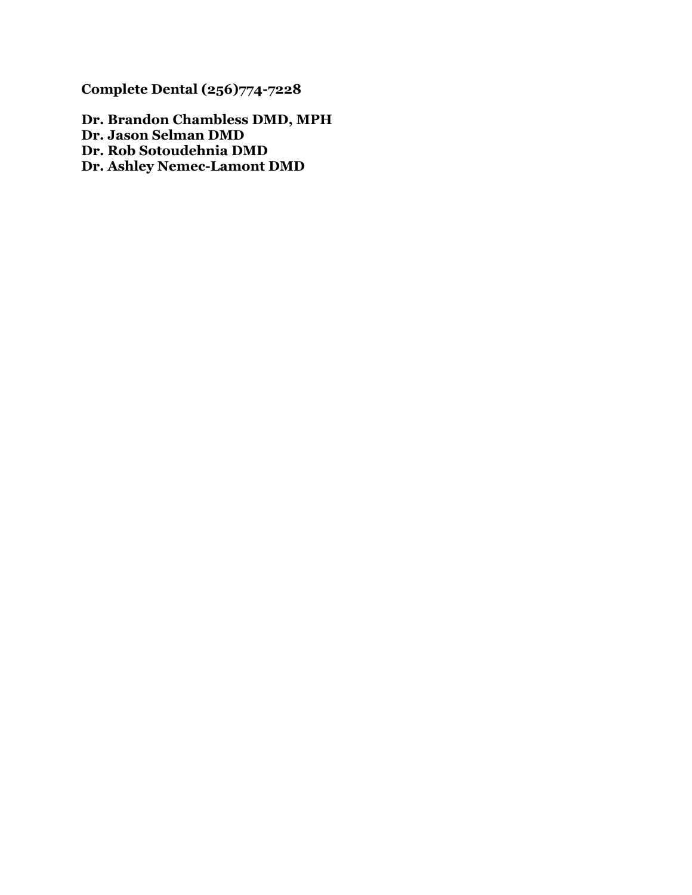**Complete Dental (256)774-7228**

**Dr. Brandon Chambless DMD, MPH**
**Dr. Jason Selman DMD**
**Dr. Rob Sotoudehnia DMD**
**Dr. Ashley Nemec-Lamont DMD**